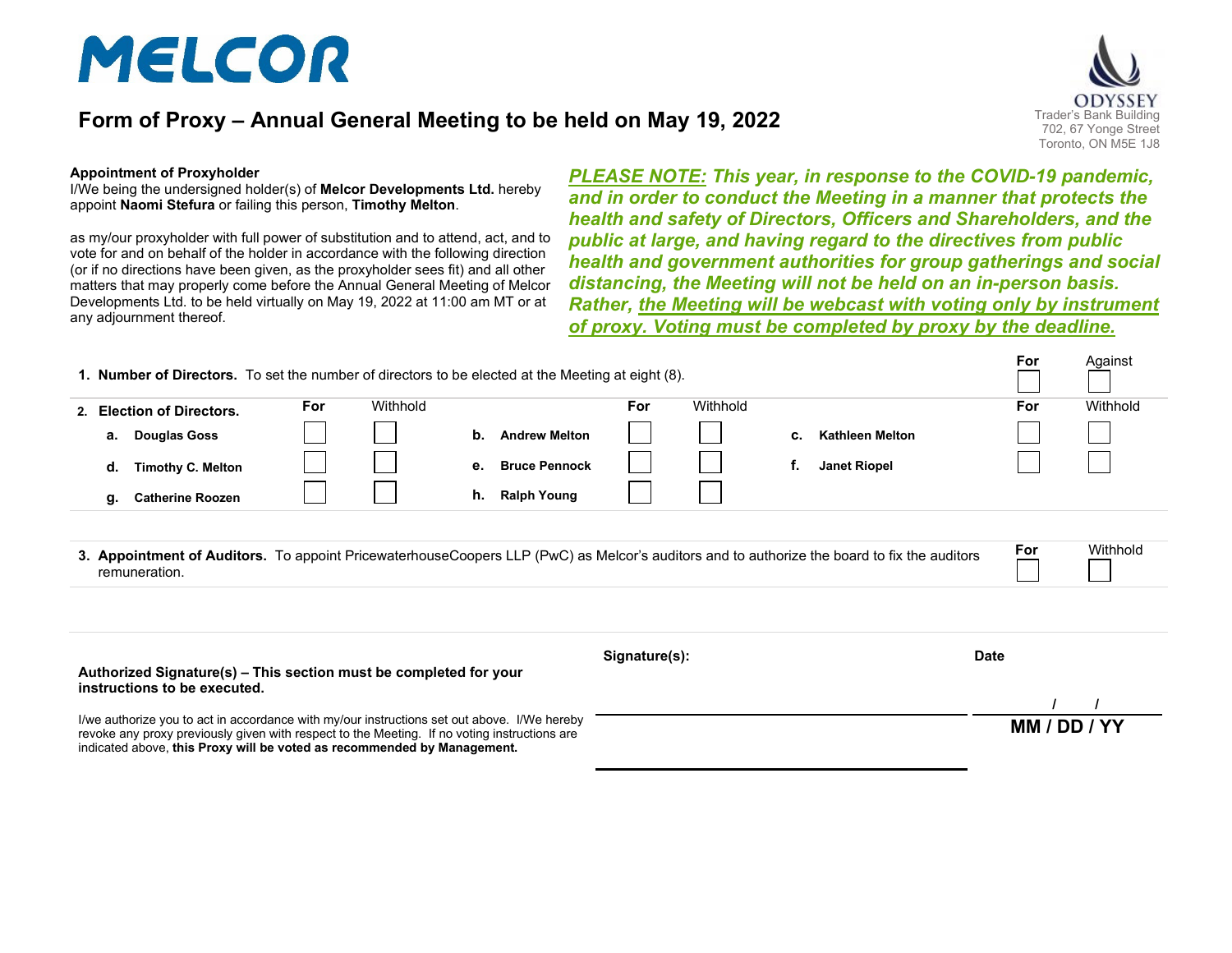# MELCOR

ODYSSEY
Trader's Bank Building
702, 67 Yonge Street
Toronto, ON M5E 1J8

## Form of Proxy – Annual General Meeting to be held on May 19, 2022

**Appointment of Proxyholder**
I/We being the undersigned holder(s) of **Melcor Developments Ltd.** hereby appoint **Naomi Stefura** or failing this person, **Timothy Melton**.

as my/our proxyholder with full power of substitution and to attend, act, and to vote for and on behalf of the holder in accordance with the following direction (or if no directions have been given, as the proxyholder sees fit) and all other matters that may properly come before the Annual General Meeting of Melcor Developments Ltd. to be held virtually on May 19, 2022 at 11:00 am MT or at any adjournment thereof.

***PLEASE NOTE:* This year, in response to the COVID-19 pandemic, and in order to conduct the Meeting in a manner that protects the health and safety of Directors, Officers and Shareholders, and the public at large, and having regard to the directives from public health and government authorities for group gatherings and social distancing, the Meeting will not be held on an in-person basis. Rather, *the Meeting will be webcast with voting only by instrument of proxy. Voting must be completed by proxy by the deadline.***

**1. Number of Directors.** To set the number of directors to be elected at the Meeting at eight (8).

| For | Against |
|---|---|
| ☐ | ☐ |

**2. Election of Directors.**

| | For | Withhold | | For | Withhold | | For | Withhold |
|---|---|---|---|---|---|---|---|---|
| **a. Douglas Goss** | ☐ | ☐ | **b. Andrew Melton** | ☐ | ☐ | **c. Kathleen Melton** | ☐ | ☐ |
| **d. Timothy C. Melton** | ☐ | ☐ | **e. Bruce Pennock** | ☐ | ☐ | **f. Janet Riopel** | ☐ | ☐ |
| **g. Catherine Roozen** | ☐ | ☐ | **h. Ralph Young** | ☐ | ☐ | | | |

**3. Appointment of Auditors.** To appoint PricewaterhouseCoopers LLP (PwC) as Melcor's auditors and to authorize the board to fix the auditors remuneration.

| For | Withhold |
|---|---|
| ☐ | ☐ |

**Authorized Signature(s) – This section must be completed for your instructions to be executed.**

I/we authorize you to act in accordance with my/our instructions set out above. I/We hereby revoke any proxy previously given with respect to the Meeting. If no voting instructions are indicated above, **this Proxy will be voted as recommended by Management.**

**Signature(s):** ______________________________

______________________________

**Date** ___ / ___ / ___
**MM / DD / YY**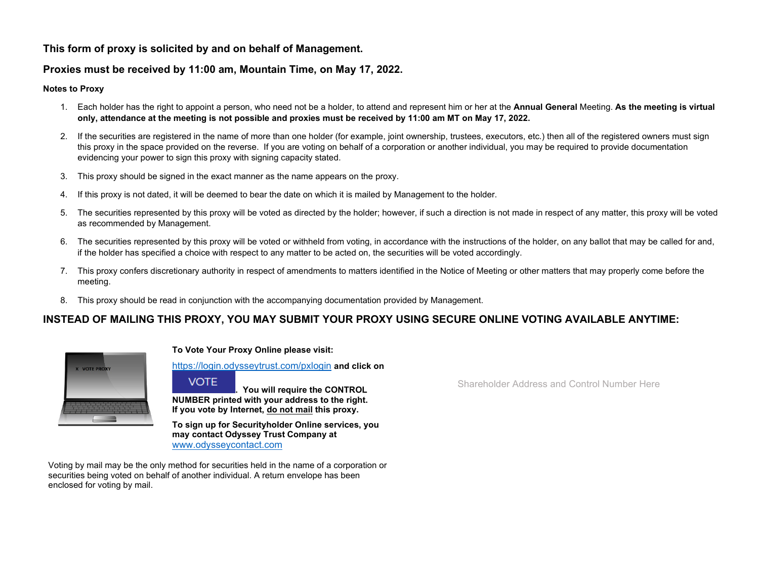**This form of proxy is solicited by and on behalf of Management.**

**Proxies must be received by 11:00 am, Mountain Time, on May 17, 2022.**

**Notes to Proxy**

1. Each holder has the right to appoint a person, who need not be a holder, to attend and represent him or her at the **Annual General** Meeting. **As the meeting is virtual only, attendance at the meeting is not possible and proxies must be received by 11:00 am MT on May 17, 2022.**
2. If the securities are registered in the name of more than one holder (for example, joint ownership, trustees, executors, etc.) then all of the registered owners must sign this proxy in the space provided on the reverse. If you are voting on behalf of a corporation or another individual, you may be required to provide documentation evidencing your power to sign this proxy with signing capacity stated.
3. This proxy should be signed in the exact manner as the name appears on the proxy.
4. If this proxy is not dated, it will be deemed to bear the date on which it is mailed by Management to the holder.
5. The securities represented by this proxy will be voted as directed by the holder; however, if such a direction is not made in respect of any matter, this proxy will be voted as recommended by Management.
6. The securities represented by this proxy will be voted or withheld from voting, in accordance with the instructions of the holder, on any ballot that may be called for and, if the holder has specified a choice with respect to any matter to be acted on, the securities will be voted accordingly.
7. This proxy confers discretionary authority in respect of amendments to matters identified in the Notice of Meeting or other matters that may properly come before the meeting.
8. This proxy should be read in conjunction with the accompanying documentation provided by Management.

## INSTEAD OF MAILING THIS PROXY, YOU MAY SUBMIT YOUR PROXY USING SECURE ONLINE VOTING AVAILABLE ANYTIME:

X VOTE PROXY

**To Vote Your Proxy Online please visit:**

https://login.odysseytrust.com/pxlogin **and click on** VOTE**. You will require the CONTROL NUMBER printed with your address to the right. If you vote by Internet, do not mail this proxy.**

**To sign up for Securityholder Online services, you may contact Odyssey Trust Company at** www.odysseycontact.com

Shareholder Address and Control Number Here

Voting by mail may be the only method for securities held in the name of a corporation or securities being voted on behalf of another individual. A return envelope has been enclosed for voting by mail.